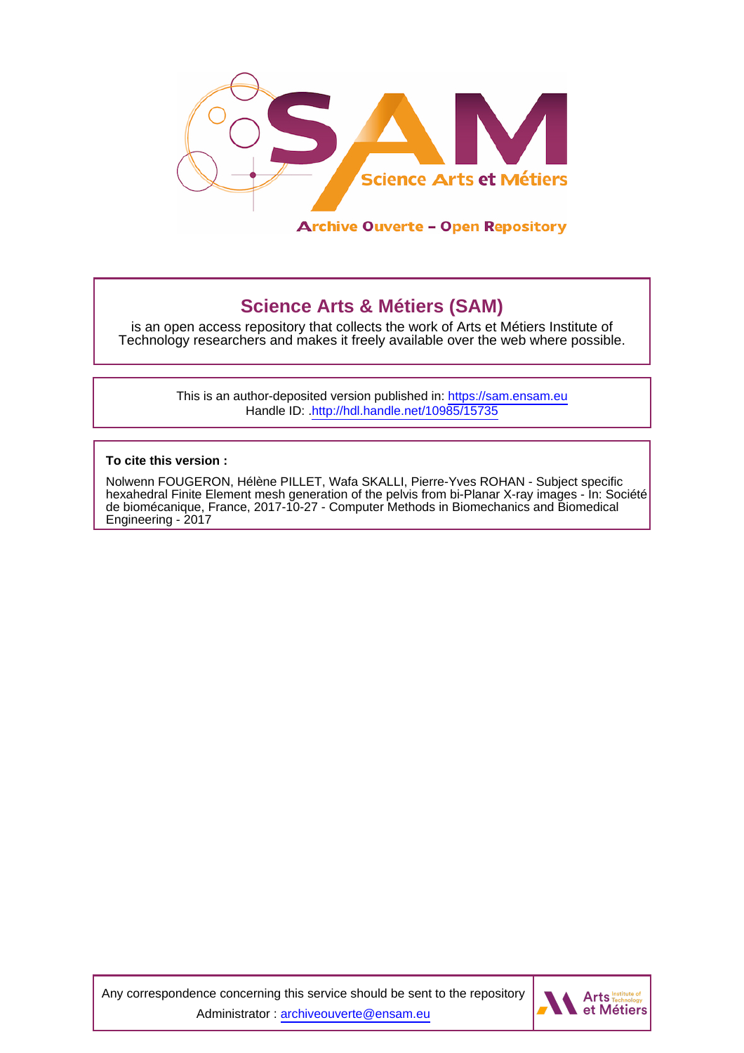# Science Arts & Métiers (SAM)

is an open access repository that collects the work of Arts et Métiers Institute of Technology researchers and makes it freely available over the web where possible.

This is an author-deposited version published in: https://sam.ensam.eu
Handle ID: .http://hdl.handle.net/10985/15735

**To cite this version :**

Nolwenn FOUGERON, Hélène PILLET, Wafa SKALLI, Pierre-Yves ROHAN - Subject specific hexahedral Finite Element mesh generation of the pelvis from bi-Planar X-ray images - In: Société de biomécanique, France, 2017-10-27 - Computer Methods in Biomechanics and Biomedical Engineering - 2017

Any correspondence concerning this service should be sent to the repository Administrator : archiveouverte@ensam.eu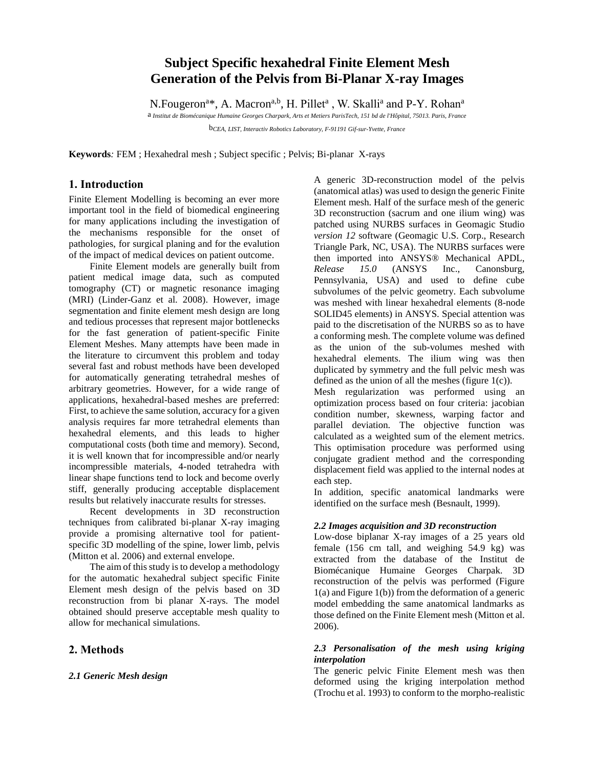# Subject Specific hexahedral Finite Element Mesh Generation of the Pelvis from Bi-Planar X-ray Images

N.Fougeron[a]*, A. Macron[a,b], H. Pillet[a] , W. Skalli[a] and P-Y. Rohan[a]

[a] *Institut de Biomécanique Humaine Georges Charpark, Arts et Metiers ParisTech, 151 bd de l'Hôpital, 75013. Paris, France*

[b]*CEA, LIST, Interactiv Robotics Laboratory, F-91191 Gif-sur-Yvette, France*

**Keywords***:* FEM ; Hexahedral mesh ; Subject specific ; Pelvis; Bi-planar X-rays

## 1. Introduction

Finite Element Modelling is becoming an ever more important tool in the field of biomedical engineering for many applications including the investigation of the mechanisms responsible for the onset of pathologies, for surgical planing and for the evalution of the impact of medical devices on patient outcome.

Finite Element models are generally built from patient medical image data, such as computed tomography (CT) or magnetic resonance imaging (MRI) (Linder-Ganz et al. 2008). However, image segmentation and finite element mesh design are long and tedious processes that represent major bottlenecks for the fast generation of patient-specific Finite Element Meshes. Many attempts have been made in the literature to circumvent this problem and today several fast and robust methods have been developed for automatically generating tetrahedral meshes of arbitrary geometries. However, for a wide range of applications, hexahedral-based meshes are preferred: First, to achieve the same solution, accuracy for a given analysis requires far more tetrahedral elements than hexahedral elements, and this leads to higher computational costs (both time and memory). Second, it is well known that for incompressible and/or nearly incompressible materials, 4-noded tetrahedra with linear shape functions tend to lock and become overly stiff, generally producing acceptable displacement results but relatively inaccurate results for stresses.

Recent developments in 3D reconstruction techniques from calibrated bi-planar X-ray imaging provide a promising alternative tool for patient-specific 3D modelling of the spine, lower limb, pelvis (Mitton et al. 2006) and external envelope.

The aim of this study is to develop a methodology for the automatic hexahedral subject specific Finite Element mesh design of the pelvis based on 3D reconstruction from bi planar X-rays. The model obtained should preserve acceptable mesh quality to allow for mechanical simulations.

## 2. Methods

### *2.1 Generic Mesh design*

A generic 3D-reconstruction model of the pelvis (anatomical atlas) was used to design the generic Finite Element mesh. Half of the surface mesh of the generic 3D reconstruction (sacrum and one ilium wing) was patched using NURBS surfaces in Geomagic Studio *version 12* software (Geomagic U.S. Corp., Research Triangle Park, NC, USA). The NURBS surfaces were then imported into ANSYS® Mechanical APDL, *Release 15.0* (ANSYS Inc., Canonsburg, Pennsylvania, USA) and used to define cube subvolumes of the pelvic geometry. Each subvolume was meshed with linear hexahedral elements (8-node SOLID45 elements) in ANSYS. Special attention was paid to the discretisation of the NURBS so as to have a conforming mesh. The complete volume was defined as the union of the sub-volumes meshed with hexahedral elements. The ilium wing was then duplicated by symmetry and the full pelvic mesh was defined as the union of all the meshes (figure 1(c)).

Mesh regularization was performed using an optimization process based on four criteria: jacobian condition number, skewness, warping factor and parallel deviation. The objective function was calculated as a weighted sum of the element metrics. This optimisation procedure was performed using conjugate gradient method and the corresponding displacement field was applied to the internal nodes at each step.

In addition, specific anatomical landmarks were identified on the surface mesh (Besnault, 1999).

### *2.2 Images acquisition and 3D reconstruction*

Low-dose biplanar X-ray images of a 25 years old female (156 cm tall, and weighing 54.9 kg) was extracted from the database of the Institut de Biomécanique Humaine Georges Charpak. 3D reconstruction of the pelvis was performed (Figure 1(a) and Figure 1(b)) from the deformation of a generic model embedding the same anatomical landmarks as those defined on the Finite Element mesh (Mitton et al. 2006).

### *2.3 Personalisation of the mesh using kriging interpolation*

The generic pelvic Finite Element mesh was then deformed using the kriging interpolation method (Trochu et al. 1993) to conform to the morpho-realistic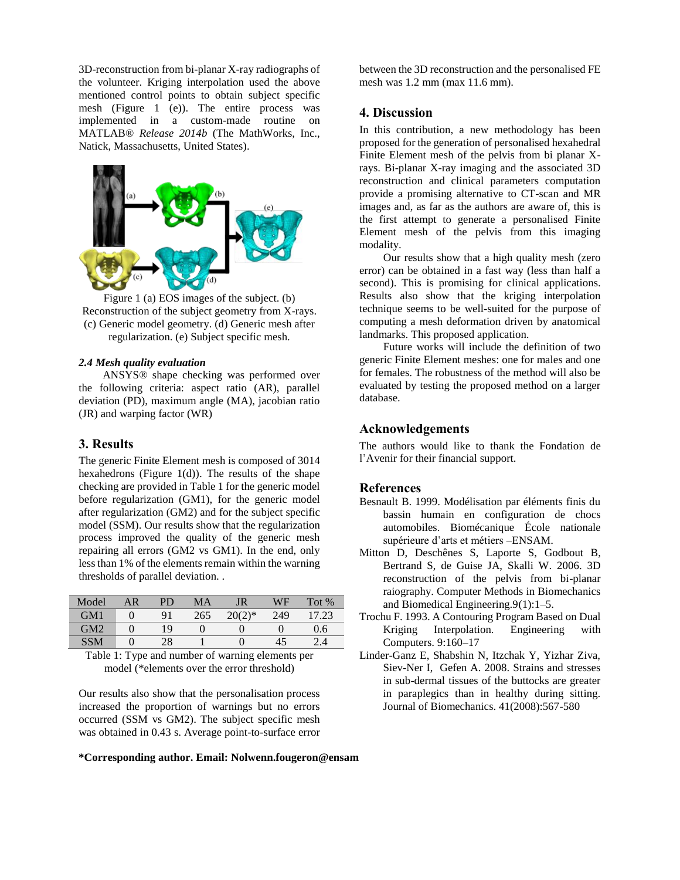3D-reconstruction from bi-planar X-ray radiographs of the volunteer. Kriging interpolation used the above mentioned control points to obtain subject specific mesh (Figure 1 (e)). The entire process was implemented in a custom-made routine on MATLAB® *Release 2014b* (The MathWorks, Inc., Natick, Massachusetts, United States).

(a)

(b)

(c)

(d)

(e)

Figure 1 (a) EOS images of the subject. (b) Reconstruction of the subject geometry from X-rays. (c) Generic model geometry. (d) Generic mesh after regularization. (e) Subject specific mesh.

### *2.4 Mesh quality evaluation*

ANSYS® shape checking was performed over the following criteria: aspect ratio (AR), parallel deviation (PD), maximum angle (MA), jacobian ratio (JR) and warping factor (WR)

## 3. Results

The generic Finite Element mesh is composed of 3014 hexahedrons (Figure 1(d)). The results of the shape checking are provided in Table 1 for the generic model before regularization (GM1), for the generic model after regularization (GM2) and for the subject specific model (SSM). Our results show that the regularization process improved the quality of the generic mesh repairing all errors (GM2 vs GM1). In the end, only less than 1% of the elements remain within the warning thresholds of parallel deviation. .

| Model | AR | PD | MA | JR | WF | Tot % |
|---|---|---|---|---|---|---|
| GM1 | 0 | 91 | 265 | 20(2)* | 249 | 17.23 |
| GM2 | 0 | 19 | 0 | 0 | 0 | 0.6 |
| SSM | 0 | 28 | 1 | 0 | 45 | 2.4 |

Table 1: Type and number of warning elements per model (*elements over the error threshold)

Our results also show that the personalisation process increased the proportion of warnings but no errors occurred (SSM vs GM2). The subject specific mesh was obtained in 0.43 s. Average point-to-surface error between the 3D reconstruction and the personalised FE mesh was 1.2 mm (max 11.6 mm).

## 4. Discussion

In this contribution, a new methodology has been proposed for the generation of personalised hexahedral Finite Element mesh of the pelvis from bi planar X-rays. Bi-planar X-ray imaging and the associated 3D reconstruction and clinical parameters computation provide a promising alternative to CT-scan and MR images and, as far as the authors are aware of, this is the first attempt to generate a personalised Finite Element mesh of the pelvis from this imaging modality.

Our results show that a high quality mesh (zero error) can be obtained in a fast way (less than half a second). This is promising for clinical applications. Results also show that the kriging interpolation technique seems to be well-suited for the purpose of computing a mesh deformation driven by anatomical landmarks. This proposed application.

Future works will include the definition of two generic Finite Element meshes: one for males and one for females. The robustness of the method will also be evaluated by testing the proposed method on a larger database.

## Acknowledgements

The authors would like to thank the Fondation de l'Avenir for their financial support.

## References

Besnault B. 1999. Modélisation par éléments finis du bassin humain en configuration de chocs automobiles. Biomécanique École nationale supérieure d'arts et métiers –ENSAM.

Mitton D, Deschênes S, Laporte S, Godbout B, Bertrand S, de Guise JA, Skalli W. 2006. 3D reconstruction of the pelvis from bi-planar raiography. Computer Methods in Biomechanics and Biomedical Engineering.9(1):1–5.

Trochu F. 1993. A Contouring Program Based on Dual Kriging Interpolation. Engineering with Computers. 9:160–17

Linder-Ganz E, Shabshin N, Itzchak Y, Yizhar Ziva, Siev-Ner I, Gefen A. 2008. Strains and stresses in sub-dermal tissues of the buttocks are greater in paraplegics than in healthy during sitting. Journal of Biomechanics. 41(2008):567-580

**\*Corresponding author. Email: Nolwenn.fougeron@ensam**